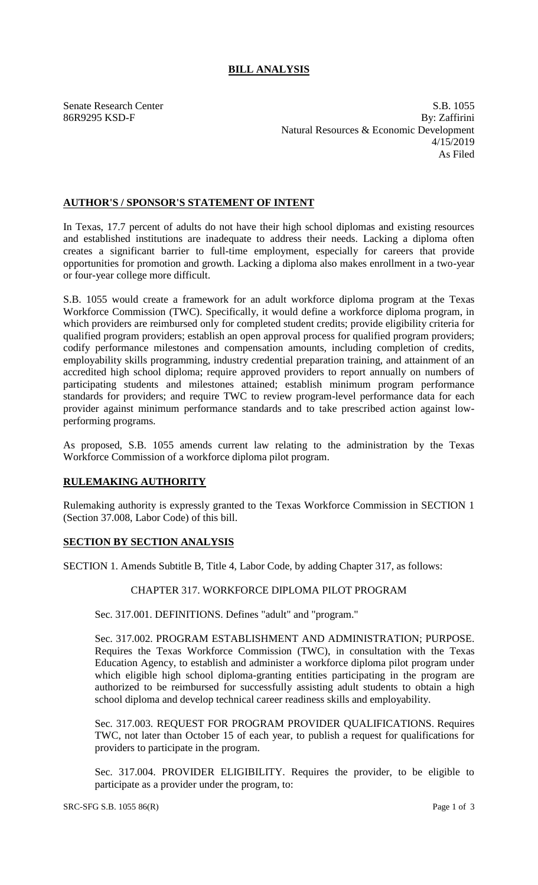# BILL ANALYSIS

Senate Research Center
86R9295 KSD-F

S.B. 1055
By: Zaffirini
Natural Resources & Economic Development
4/15/2019
As Filed

## AUTHOR'S / SPONSOR'S STATEMENT OF INTENT

In Texas, 17.7 percent of adults do not have their high school diplomas and existing resources and established institutions are inadequate to address their needs. Lacking a diploma often creates a significant barrier to full-time employment, especially for careers that provide opportunities for promotion and growth. Lacking a diploma also makes enrollment in a two-year or four-year college more difficult.

S.B. 1055 would create a framework for an adult workforce diploma program at the Texas Workforce Commission (TWC). Specifically, it would define a workforce diploma program, in which providers are reimbursed only for completed student credits; provide eligibility criteria for qualified program providers; establish an open approval process for qualified program providers; codify performance milestones and compensation amounts, including completion of credits, employability skills programming, industry credential preparation training, and attainment of an accredited high school diploma; require approved providers to report annually on numbers of participating students and milestones attained; establish minimum program performance standards for providers; and require TWC to review program-level performance data for each provider against minimum performance standards and to take prescribed action against low-performing programs.

As proposed, S.B. 1055 amends current law relating to the administration by the Texas Workforce Commission of a workforce diploma pilot program.

## RULEMAKING AUTHORITY

Rulemaking authority is expressly granted to the Texas Workforce Commission in SECTION 1 (Section 37.008, Labor Code) of this bill.

## SECTION BY SECTION ANALYSIS

SECTION 1. Amends Subtitle B, Title 4, Labor Code, by adding Chapter 317, as follows:

CHAPTER 317. WORKFORCE DIPLOMA PILOT PROGRAM

Sec. 317.001. DEFINITIONS. Defines "adult" and "program."

Sec. 317.002. PROGRAM ESTABLISHMENT AND ADMINISTRATION; PURPOSE. Requires the Texas Workforce Commission (TWC), in consultation with the Texas Education Agency, to establish and administer a workforce diploma pilot program under which eligible high school diploma-granting entities participating in the program are authorized to be reimbursed for successfully assisting adult students to obtain a high school diploma and develop technical career readiness skills and employability.

Sec. 317.003. REQUEST FOR PROGRAM PROVIDER QUALIFICATIONS. Requires TWC, not later than October 15 of each year, to publish a request for qualifications for providers to participate in the program.

Sec. 317.004. PROVIDER ELIGIBILITY. Requires the provider, to be eligible to participate as a provider under the program, to: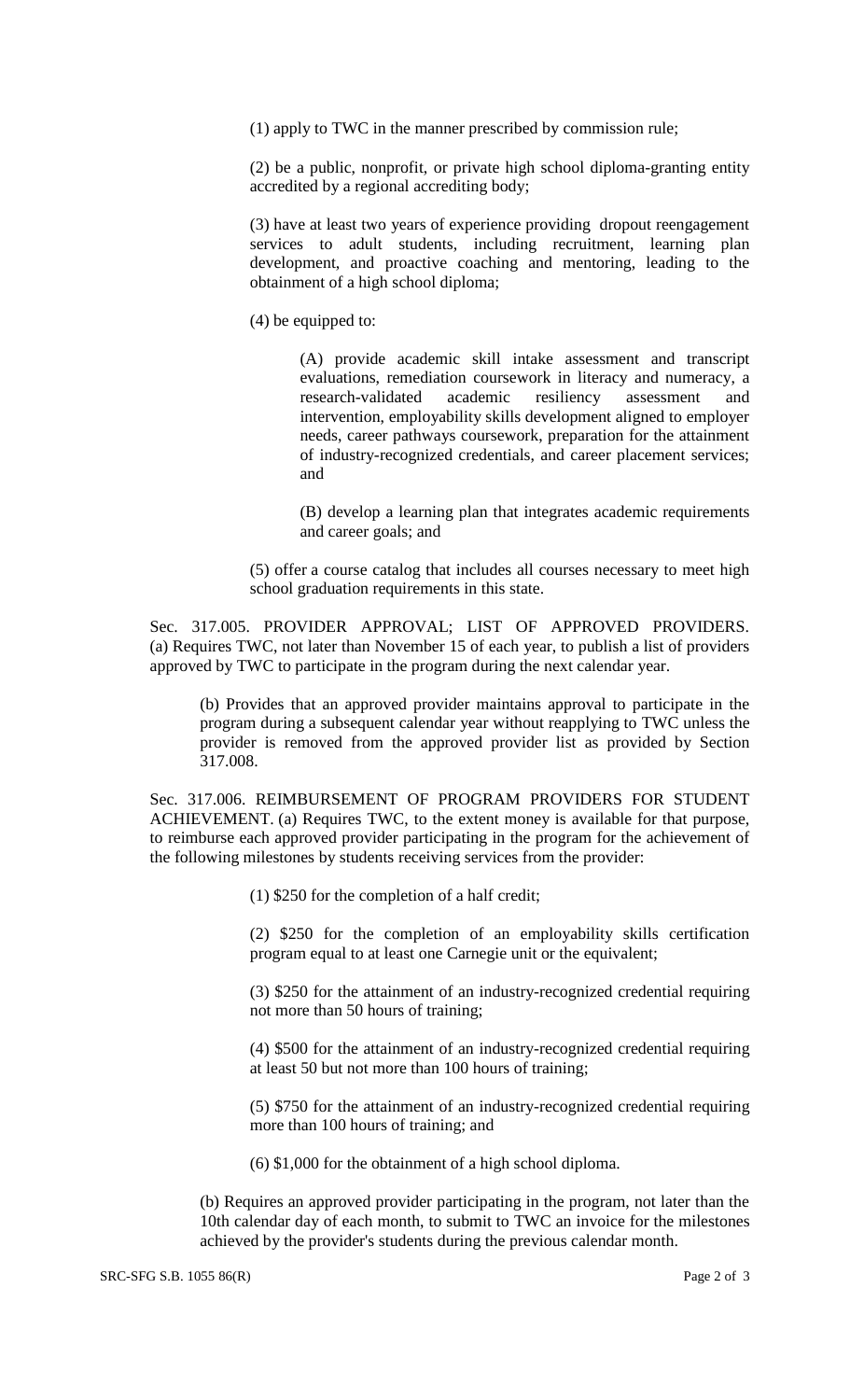(1) apply to TWC in the manner prescribed by commission rule;

(2) be a public, nonprofit, or private high school diploma-granting entity accredited by a regional accrediting body;

(3) have at least two years of experience providing dropout reengagement services to adult students, including recruitment, learning plan development, and proactive coaching and mentoring, leading to the obtainment of a high school diploma;

(4) be equipped to:

(A) provide academic skill intake assessment and transcript evaluations, remediation coursework in literacy and numeracy, a research-validated academic resiliency assessment and intervention, employability skills development aligned to employer needs, career pathways coursework, preparation for the attainment of industry-recognized credentials, and career placement services; and

(B) develop a learning plan that integrates academic requirements and career goals; and

(5) offer a course catalog that includes all courses necessary to meet high school graduation requirements in this state.

Sec. 317.005. PROVIDER APPROVAL; LIST OF APPROVED PROVIDERS. (a) Requires TWC, not later than November 15 of each year, to publish a list of providers approved by TWC to participate in the program during the next calendar year.

(b) Provides that an approved provider maintains approval to participate in the program during a subsequent calendar year without reapplying to TWC unless the provider is removed from the approved provider list as provided by Section 317.008.

Sec. 317.006. REIMBURSEMENT OF PROGRAM PROVIDERS FOR STUDENT ACHIEVEMENT. (a) Requires TWC, to the extent money is available for that purpose, to reimburse each approved provider participating in the program for the achievement of the following milestones by students receiving services from the provider:

(1) $250 for the completion of a half credit;

(2) $250 for the completion of an employability skills certification program equal to at least one Carnegie unit or the equivalent;

(3) $250 for the attainment of an industry-recognized credential requiring not more than 50 hours of training;

(4) $500 for the attainment of an industry-recognized credential requiring at least 50 but not more than 100 hours of training;

(5) $750 for the attainment of an industry-recognized credential requiring more than 100 hours of training; and

(6) $1,000 for the obtainment of a high school diploma.

(b) Requires an approved provider participating in the program, not later than the 10th calendar day of each month, to submit to TWC an invoice for the milestones achieved by the provider's students during the previous calendar month.

SRC-SFG S.B. 1055 86(R)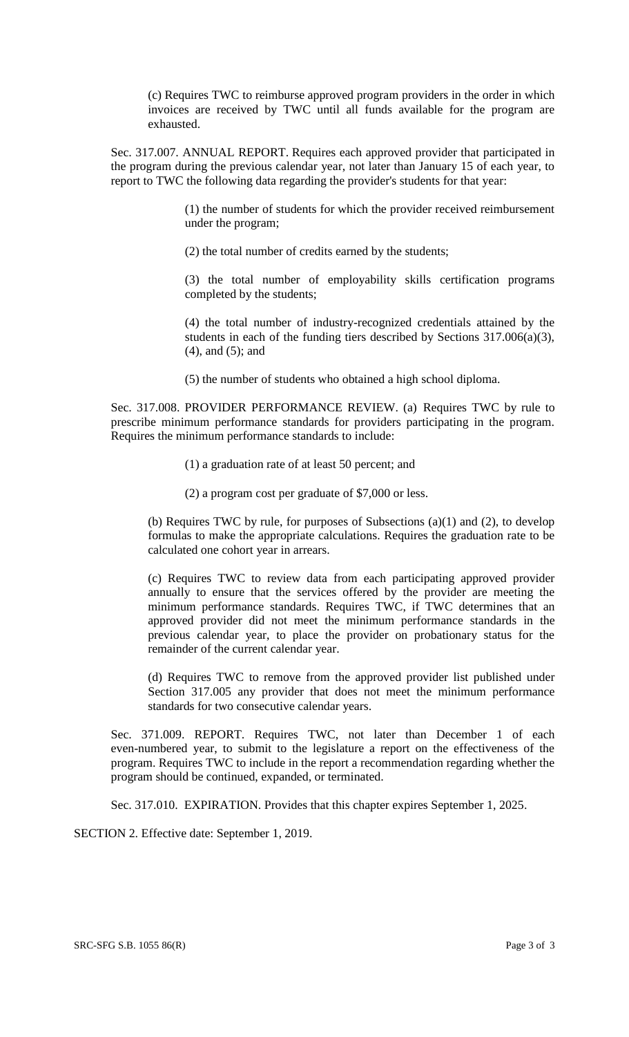(c) Requires TWC to reimburse approved program providers in the order in which invoices are received by TWC until all funds available for the program are exhausted.

Sec. 317.007. ANNUAL REPORT. Requires each approved provider that participated in the program during the previous calendar year, not later than January 15 of each year, to report to TWC the following data regarding the provider's students for that year:

(1) the number of students for which the provider received reimbursement under the program;

(2) the total number of credits earned by the students;

(3) the total number of employability skills certification programs completed by the students;

(4) the total number of industry-recognized credentials attained by the students in each of the funding tiers described by Sections 317.006(a)(3), (4), and (5); and

(5) the number of students who obtained a high school diploma.

Sec. 317.008. PROVIDER PERFORMANCE REVIEW. (a) Requires TWC by rule to prescribe minimum performance standards for providers participating in the program. Requires the minimum performance standards to include:

(1) a graduation rate of at least 50 percent; and

(2) a program cost per graduate of $7,000 or less.

(b) Requires TWC by rule, for purposes of Subsections (a)(1) and (2), to develop formulas to make the appropriate calculations. Requires the graduation rate to be calculated one cohort year in arrears.

(c) Requires TWC to review data from each participating approved provider annually to ensure that the services offered by the provider are meeting the minimum performance standards. Requires TWC, if TWC determines that an approved provider did not meet the minimum performance standards in the previous calendar year, to place the provider on probationary status for the remainder of the current calendar year.

(d) Requires TWC to remove from the approved provider list published under Section 317.005 any provider that does not meet the minimum performance standards for two consecutive calendar years.

Sec. 371.009. REPORT. Requires TWC, not later than December 1 of each even-numbered year, to submit to the legislature a report on the effectiveness of the program. Requires TWC to include in the report a recommendation regarding whether the program should be continued, expanded, or terminated.

Sec. 317.010. EXPIRATION. Provides that this chapter expires September 1, 2025.

SECTION 2. Effective date: September 1, 2019.